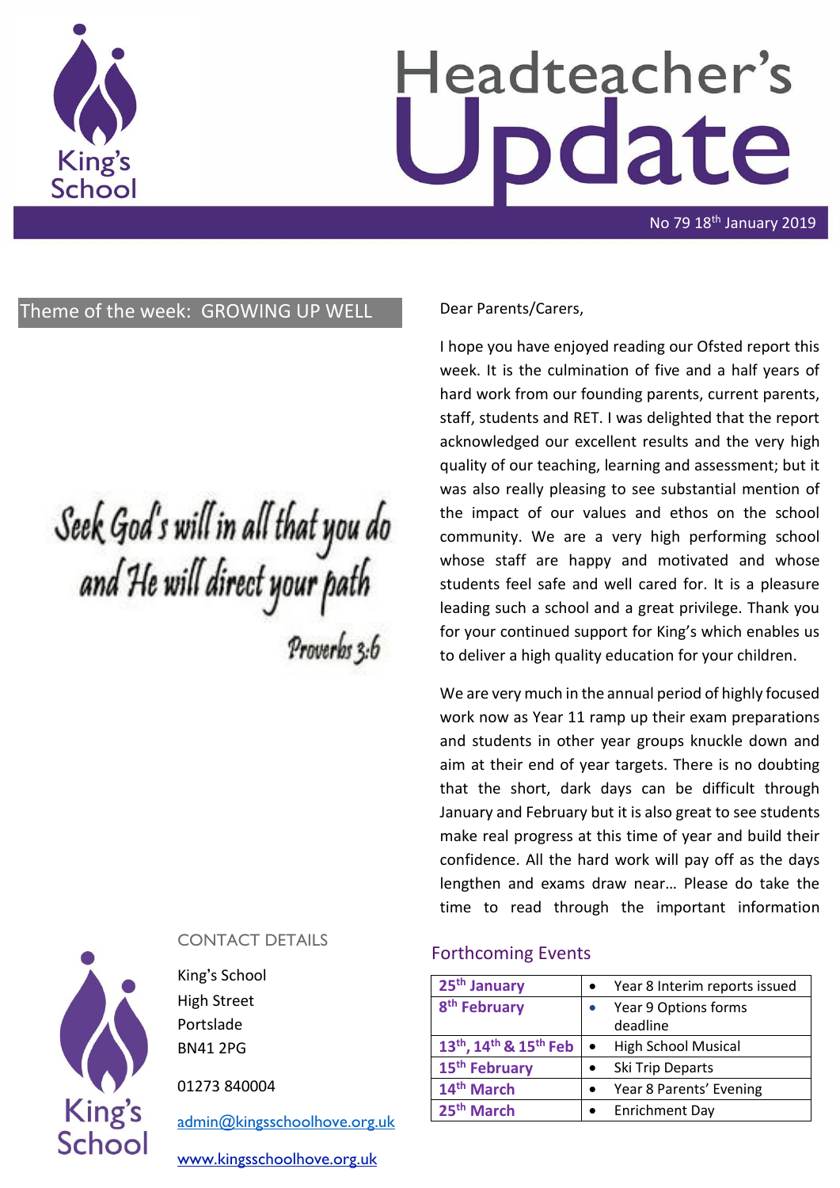# Headteacher's Update

No 79 18th January 2019

## Theme of the week: GROWING UP WELL

*Seek God's will in all that you do and He will direct your path*

*Proverbs 3:6*

Dear Parents/Carers,

I hope you have enjoyed reading our Ofsted report this week. It is the culmination of five and a half years of hard work from our founding parents, current parents, staff, students and RET. I was delighted that the report acknowledged our excellent results and the very high quality of our teaching, learning and assessment; but it was also really pleasing to see substantial mention of the impact of our values and ethos on the school community. We are a very high performing school whose staff are happy and motivated and whose students feel safe and well cared for. It is a pleasure leading such a school and a great privilege. Thank you for your continued support for King's which enables us to deliver a high quality education for your children.

We are very much in the annual period of highly focused work now as Year 11 ramp up their exam preparations and students in other year groups knuckle down and aim at their end of year targets. There is no doubting that the short, dark days can be difficult through January and February but it is also great to see students make real progress at this time of year and build their confidence. All the hard work will pay off as the days lengthen and exams draw near… Please do take the time to read through the important information

## Forthcoming Events

| | |
|---|---|
| **25th January** | • Year 8 Interim reports issued |
| **8th February** | • Year 9 Options forms deadline |
| **13th, 14th & 15th Feb** | • High School Musical |
| **15th February** | • Ski Trip Departs |
| **14th March** | • Year 8 Parents' Evening |
| **25th March** | • Enrichment Day |

## CONTACT DETAILS

King's School
High Street
Portslade
BN41 2PG

01273 840004

admin@kingsschoolhove.org.uk

www.kingsschoolhove.org.uk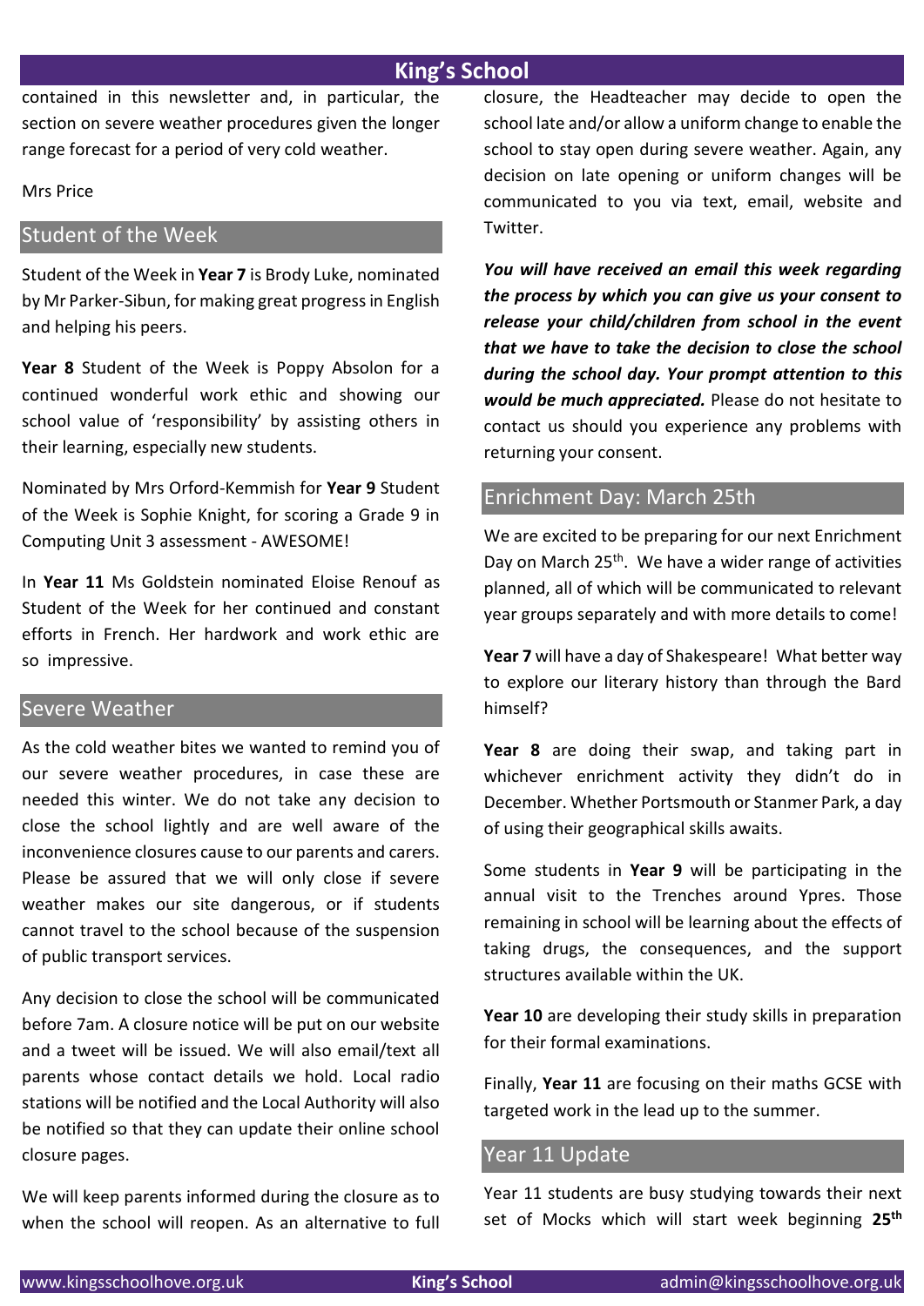contained in this newsletter and, in particular, the section on severe weather procedures given the longer range forecast for a period of very cold weather.

Mrs Price

## Student of the Week

Student of the Week in **Year 7** is Brody Luke, nominated by Mr Parker-Sibun, for making great progress in English and helping his peers.

**Year 8** Student of the Week is Poppy Absolon for a continued wonderful work ethic and showing our school value of 'responsibility' by assisting others in their learning, especially new students.

Nominated by Mrs Orford-Kemmish for **Year 9** Student of the Week is Sophie Knight, for scoring a Grade 9 in Computing Unit 3 assessment - AWESOME!

In **Year 11** Ms Goldstein nominated Eloise Renouf as Student of the Week for her continued and constant efforts in French. Her hardwork and work ethic are so impressive.

## Severe Weather

As the cold weather bites we wanted to remind you of our severe weather procedures, in case these are needed this winter. We do not take any decision to close the school lightly and are well aware of the inconvenience closures cause to our parents and carers. Please be assured that we will only close if severe weather makes our site dangerous, or if students cannot travel to the school because of the suspension of public transport services.

Any decision to close the school will be communicated before 7am. A closure notice will be put on our website and a tweet will be issued. We will also email/text all parents whose contact details we hold. Local radio stations will be notified and the Local Authority will also be notified so that they can update their online school closure pages.

We will keep parents informed during the closure as to when the school will reopen. As an alternative to full closure, the Headteacher may decide to open the school late and/or allow a uniform change to enable the school to stay open during severe weather. Again, any decision on late opening or uniform changes will be communicated to you via text, email, website and Twitter.

***You will have received an email this week regarding the process by which you can give us your consent to release your child/children from school in the event that we have to take the decision to close the school during the school day. Your prompt attention to this would be much appreciated.*** Please do not hesitate to contact us should you experience any problems with returning your consent.

## Enrichment Day: March 25th

We are excited to be preparing for our next Enrichment Day on March 25th. We have a wider range of activities planned, all of which will be communicated to relevant year groups separately and with more details to come!

**Year 7** will have a day of Shakespeare! What better way to explore our literary history than through the Bard himself?

**Year 8** are doing their swap, and taking part in whichever enrichment activity they didn't do in December. Whether Portsmouth or Stanmer Park, a day of using their geographical skills awaits.

Some students in **Year 9** will be participating in the annual visit to the Trenches around Ypres. Those remaining in school will be learning about the effects of taking drugs, the consequences, and the support structures available within the UK.

**Year 10** are developing their study skills in preparation for their formal examinations.

Finally, **Year 11** are focusing on their maths GCSE with targeted work in the lead up to the summer.

## Year 11 Update

Year 11 students are busy studying towards their next set of Mocks which will start week beginning **25th**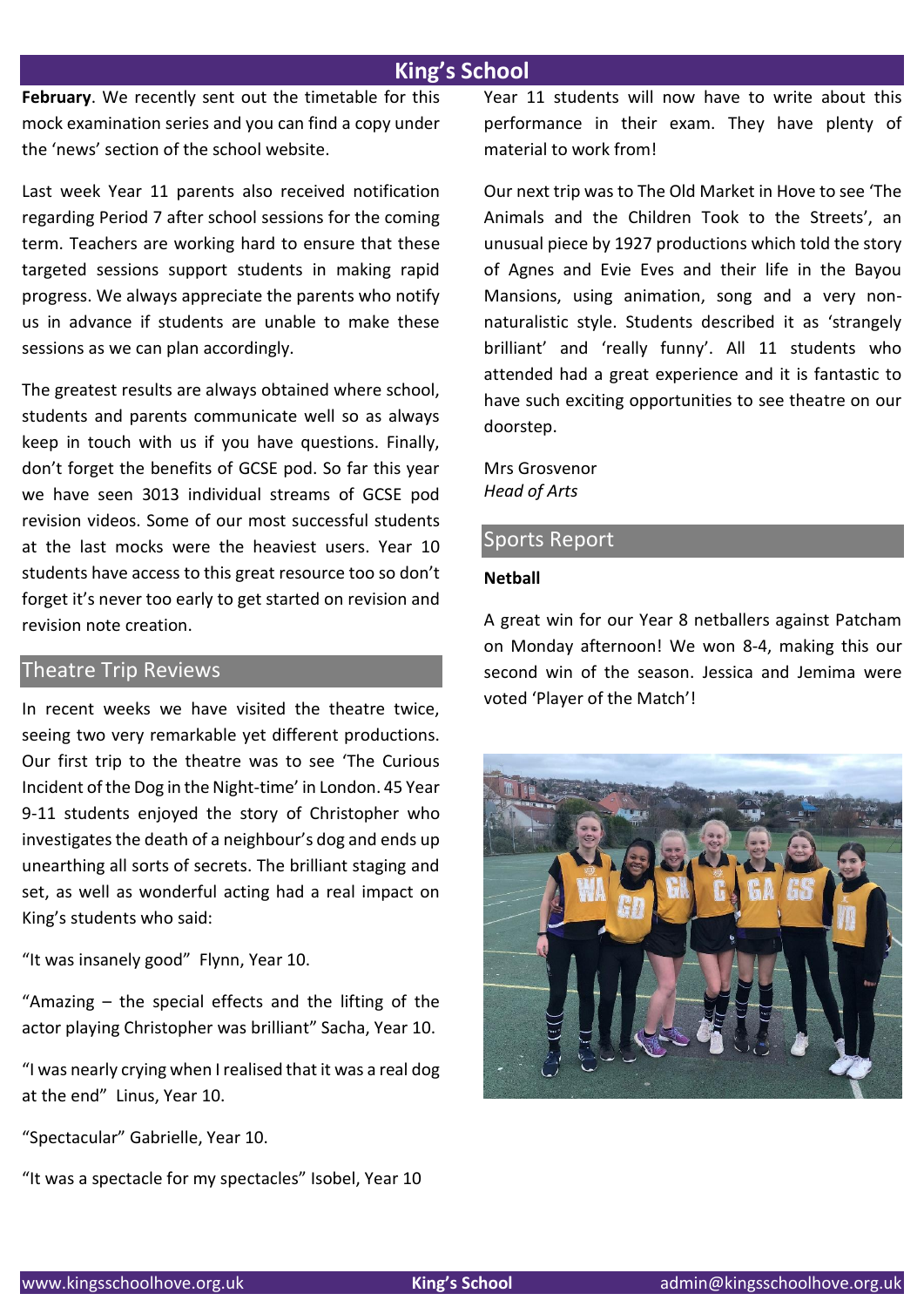**February**. We recently sent out the timetable for this mock examination series and you can find a copy under the 'news' section of the school website.

Last week Year 11 parents also received notification regarding Period 7 after school sessions for the coming term. Teachers are working hard to ensure that these targeted sessions support students in making rapid progress. We always appreciate the parents who notify us in advance if students are unable to make these sessions as we can plan accordingly.

The greatest results are always obtained where school, students and parents communicate well so as always keep in touch with us if you have questions. Finally, don't forget the benefits of GCSE pod. So far this year we have seen 3013 individual streams of GCSE pod revision videos. Some of our most successful students at the last mocks were the heaviest users. Year 10 students have access to this great resource too so don't forget it's never too early to get started on revision and revision note creation.

## Theatre Trip Reviews

In recent weeks we have visited the theatre twice, seeing two very remarkable yet different productions. Our first trip to the theatre was to see 'The Curious Incident of the Dog in the Night-time' in London. 45 Year 9-11 students enjoyed the story of Christopher who investigates the death of a neighbour's dog and ends up unearthing all sorts of secrets. The brilliant staging and set, as well as wonderful acting had a real impact on King's students who said:

"It was insanely good" Flynn, Year 10.

"Amazing – the special effects and the lifting of the actor playing Christopher was brilliant" Sacha, Year 10.

"I was nearly crying when I realised that it was a real dog at the end" Linus, Year 10.

"Spectacular" Gabrielle, Year 10.

"It was a spectacle for my spectacles" Isobel, Year 10

Year 11 students will now have to write about this performance in their exam. They have plenty of material to work from!

Our next trip was to The Old Market in Hove to see 'The Animals and the Children Took to the Streets', an unusual piece by 1927 productions which told the story of Agnes and Evie Eves and their life in the Bayou Mansions, using animation, song and a very non-naturalistic style. Students described it as 'strangely brilliant' and 'really funny'. All 11 students who attended had a great experience and it is fantastic to have such exciting opportunities to see theatre on our doorstep.

Mrs Grosvenor
*Head of Arts*

## Sports Report

**Netball**

A great win for our Year 8 netballers against Patcham on Monday afternoon! We won 8-4, making this our second win of the season. Jessica and Jemima were voted 'Player of the Match'!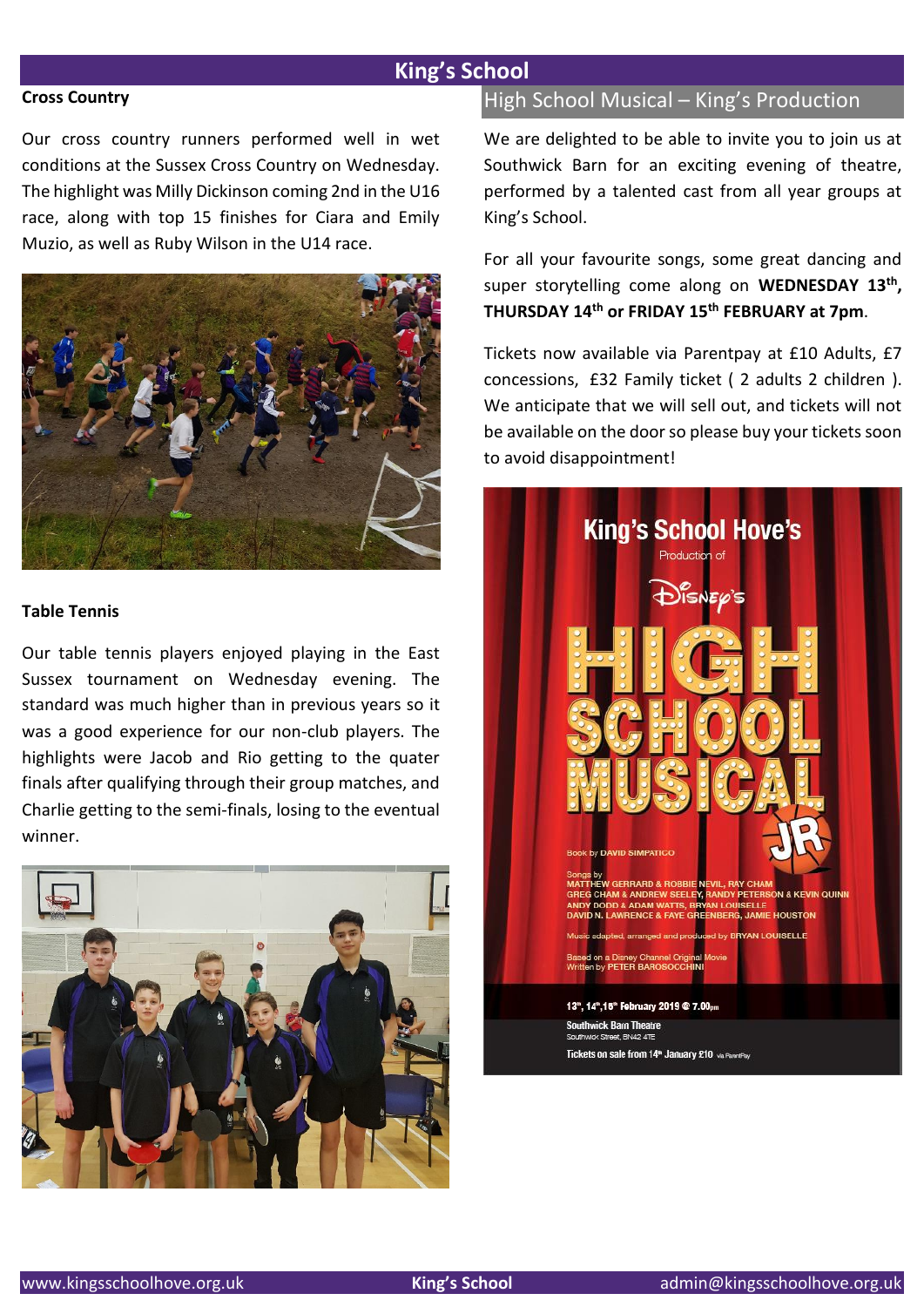# King's School

## Cross Country

Our cross country runners performed well in wet conditions at the Sussex Cross Country on Wednesday. The highlight was Milly Dickinson coming 2nd in the U16 race, along with top 15 finishes for Ciara and Emily Muzio, as well as Ruby Wilson in the U14 race.

## Table Tennis

Our table tennis players enjoyed playing in the East Sussex tournament on Wednesday evening. The standard was much higher than in previous years so it was a good experience for our non-club players. The highlights were Jacob and Rio getting to the quater finals after qualifying through their group matches, and Charlie getting to the semi-finals, losing to the eventual winner.

## High School Musical – King's Production

We are delighted to be able to invite you to join us at Southwick Barn for an exciting evening of theatre, performed by a talented cast from all year groups at King's School.

For all your favourite songs, some great dancing and super storytelling come along on **WEDNESDAY 13th, THURSDAY 14th or FRIDAY 15th FEBRUARY at 7pm**.

Tickets now available via Parentpay at £10 Adults, £7 concessions, £32 Family ticket ( 2 adults 2 children ). We anticipate that we will sell out, and tickets will not be available on the door so please buy your tickets soon to avoid disappointment!

King's School Hove's

Production of

Disney's

HIGH SCHOOL MUSICAL JR

Book by DAVID SIMPATICO

Songs by
MATTHEW GERRARD & ROBBIE NEVIL, RAY CHAM
GREG CHAM & ANDREW SEELEY, RANDY PETERSON & KEVIN QUINN
ANDY DODD & ADAM WATTS, BRYAN LOUISELLE
DAVID N. LAWRENCE & FAYE GREENBERG, JAMIE HOUSTON

Music adapted, arranged and produced by BRYAN LOUISELLE

Based on a Disney Channel Original Movie
Written by PETER BAROSOCCHINI

13th, 14th, 15th February 2019 @ 7.00pm

Southwick Barn Theatre
Southwick Street, BN42 4TE

Tickets on sale from 14th January £10 via ParentPay